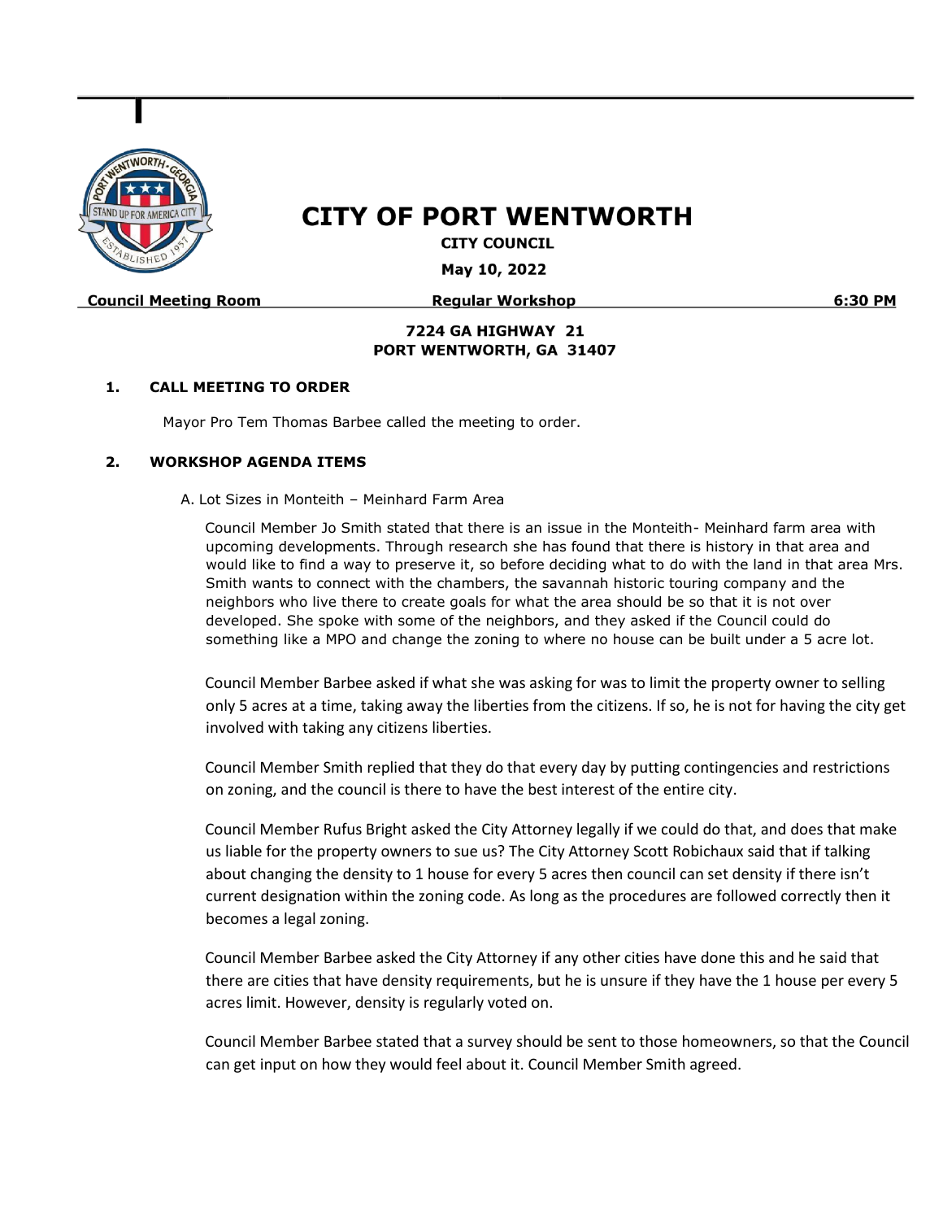# CITY OF PORT WENTWORTH

**CITY COUNCIL**

**May 10, 2022**

**Council Meeting Room** | **Regular Workshop** | **6:30 PM**

**7224 GA HIGHWAY 21**
**PORT WENTWORTH, GA 31407**

## 1. CALL MEETING TO ORDER

Mayor Pro Tem Thomas Barbee called the meeting to order.

## 2. WORKSHOP AGENDA ITEMS

A. Lot Sizes in Monteith – Meinhard Farm Area

Council Member Jo Smith stated that there is an issue in the Monteith- Meinhard farm area with upcoming developments. Through research she has found that there is history in that area and would like to find a way to preserve it, so before deciding what to do with the land in that area Mrs. Smith wants to connect with the chambers, the savannah historic touring company and the neighbors who live there to create goals for what the area should be so that it is not over developed. She spoke with some of the neighbors, and they asked if the Council could do something like a MPO and change the zoning to where no house can be built under a 5 acre lot.

Council Member Barbee asked if what she was asking for was to limit the property owner to selling only 5 acres at a time, taking away the liberties from the citizens. If so, he is not for having the city get involved with taking any citizens liberties.

Council Member Smith replied that they do that every day by putting contingencies and restrictions on zoning, and the council is there to have the best interest of the entire city.

Council Member Rufus Bright asked the City Attorney legally if we could do that, and does that make us liable for the property owners to sue us? The City Attorney Scott Robichaux said that if talking about changing the density to 1 house for every 5 acres then council can set density if there isn't current designation within the zoning code. As long as the procedures are followed correctly then it becomes a legal zoning.

Council Member Barbee asked the City Attorney if any other cities have done this and he said that there are cities that have density requirements, but he is unsure if they have the 1 house per every 5 acres limit. However, density is regularly voted on.

Council Member Barbee stated that a survey should be sent to those homeowners, so that the Council can get input on how they would feel about it. Council Member Smith agreed.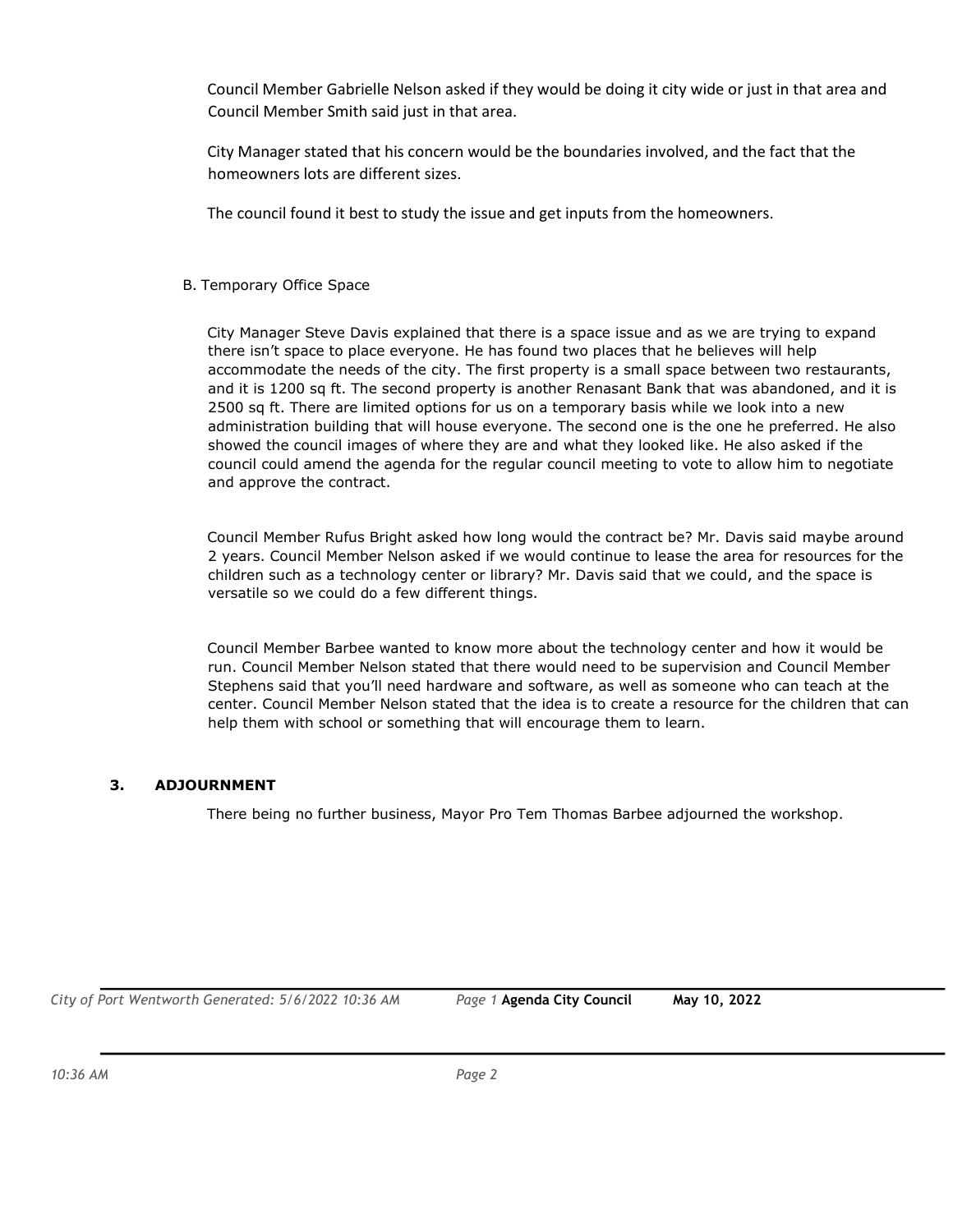Council Member Gabrielle Nelson asked if they would be doing it city wide or just in that area and Council Member Smith said just in that area.

City Manager stated that his concern would be the boundaries involved, and the fact that the homeowners lots are different sizes.

The council found it best to study the issue and get inputs from the homeowners.

B. Temporary Office Space

City Manager Steve Davis explained that there is a space issue and as we are trying to expand there isn't space to place everyone. He has found two places that he believes will help accommodate the needs of the city. The first property is a small space between two restaurants, and it is 1200 sq ft. The second property is another Renasant Bank that was abandoned, and it is 2500 sq ft. There are limited options for us on a temporary basis while we look into a new administration building that will house everyone. The second one is the one he preferred. He also showed the council images of where they are and what they looked like. He also asked if the council could amend the agenda for the regular council meeting to vote to allow him to negotiate and approve the contract.

Council Member Rufus Bright asked how long would the contract be? Mr. Davis said maybe around 2 years. Council Member Nelson asked if we would continue to lease the area for resources for the children such as a technology center or library? Mr. Davis said that we could, and the space is versatile so we could do a few different things.

Council Member Barbee wanted to know more about the technology center and how it would be run. Council Member Nelson stated that there would need to be supervision and Council Member Stephens said that you'll need hardware and software, as well as someone who can teach at the center. Council Member Nelson stated that the idea is to create a resource for the children that can help them with school or something that will encourage them to learn.

## 3. ADJOURNMENT

There being no further business, Mayor Pro Tem Thomas Barbee adjourned the workshop.